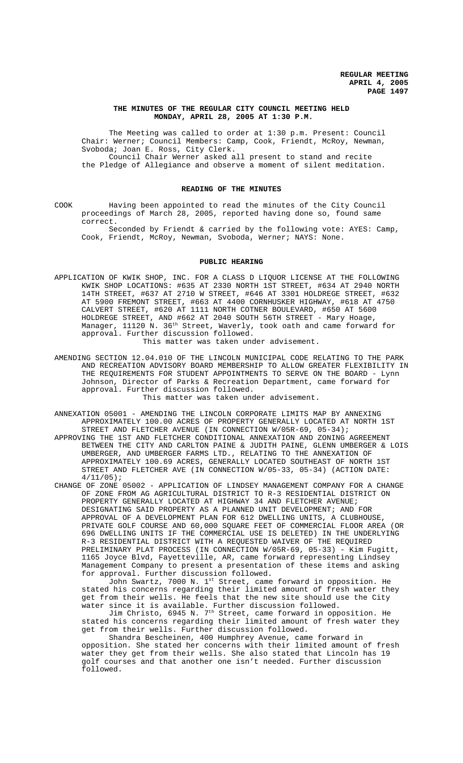# THE MINUTES OF THE REGULAR CITY COUNCIL MEETING HELD MONDAY, APRIL 28, 2005 AT 1:30 P.M.

The Meeting was called to order at 1:30 p.m. Present: Council Chair: Werner; Council Members: Camp, Cook, Friendt, McRoy, Newman, Svoboda; Joan E. Ross, City Clerk.

Council Chair Werner asked all present to stand and recite the Pledge of Allegiance and observe a moment of silent meditation.

## READING OF THE MINUTES

COOK Having been appointed to read the minutes of the City Council proceedings of March 28, 2005, reported having done so, found same correct.

Seconded by Friendt & carried by the following vote: AYES: Camp, Cook, Friendt, McRoy, Newman, Svoboda, Werner; NAYS: None.

## PUBLIC HEARING

APPLICATION OF KWIK SHOP, INC. FOR A CLASS D LIQUOR LICENSE AT THE FOLLOWING KWIK SHOP LOCATIONS: #635 AT 2330 NORTH 1ST STREET, #634 AT 2940 NORTH 14TH STREET, #637 AT 2710 W STREET, #646 AT 3301 HOLDREGE STREET, #632 AT 5900 FREMONT STREET, #663 AT 4400 CORNHUSKER HIGHWAY, #618 AT 4750 CALVERT STREET, #620 AT 1111 NORTH COTNER BOULEVARD, #650 AT 5600 HOLDREGE STREET, AND #662 AT 2040 SOUTH 56TH STREET - Mary Hoage, Manager, 11120 N. 36th Street, Waverly, took oath and came forward for approval. Further discussion followed.

This matter was taken under advisement.

AMENDING SECTION 12.04.010 OF THE LINCOLN MUNICIPAL CODE RELATING TO THE PARK AND RECREATION ADVISORY BOARD MEMBERSHIP TO ALLOW GREATER FLEXIBILITY IN THE REQUIREMENTS FOR STUDENT APPOINTMENTS TO SERVE ON THE BOARD - Lynn Johnson, Director of Parks & Recreation Department, came forward for approval. Further discussion followed.

This matter was taken under advisement.

ANNEXATION 05001 - AMENDING THE LINCOLN CORPORATE LIMITS MAP BY ANNEXING APPROXIMATELY 100.00 ACRES OF PROPERTY GENERALLY LOCATED AT NORTH 1ST STREET AND FLETCHER AVENUE (IN CONNECTION W/05R-69, 05-34);

APPROVING THE 1ST AND FLETCHER CONDITIONAL ANNEXATION AND ZONING AGREEMENT BETWEEN THE CITY AND CARLTON PAINE & JUDITH PAINE, GLENN UMBERGER & LOIS UMBERGER, AND UMBERGER FARMS LTD., RELATING TO THE ANNEXATION OF APPROXIMATELY 100.69 ACRES, GENERALLY LOCATED SOUTHEAST OF NORTH 1ST STREET AND FLETCHER AVE (IN CONNECTION W/05-33, 05-34) (ACTION DATE: 4/11/05);

CHANGE OF ZONE 05002 - APPLICATION OF LINDSEY MANAGEMENT COMPANY FOR A CHANGE OF ZONE FROM AG AGRICULTURAL DISTRICT TO R-3 RESIDENTIAL DISTRICT ON PROPERTY GENERALLY LOCATED AT HIGHWAY 34 AND FLETCHER AVENUE; DESIGNATING SAID PROPERTY AS A PLANNED UNIT DEVELOPMENT; AND FOR APPROVAL OF A DEVELOPMENT PLAN FOR 612 DWELLING UNITS, A CLUBHOUSE, PRIVATE GOLF COURSE AND 60,000 SQUARE FEET OF COMMERCIAL FLOOR AREA (OR 696 DWELLING UNITS IF THE COMMERCIAL USE IS DELETED) IN THE UNDERLYING R-3 RESIDENTIAL DISTRICT WITH A REQUESTED WAIVER OF THE REQUIRED PRELIMINARY PLAT PROCESS (IN CONNECTION W/05R-69, 05-33) - Kim Fugitt, 1165 Joyce Blvd, Fayetteville, AR, came forward representing Lindsey Management Company to present a presentation of these items and asking for approval. Further discussion followed.

John Swartz, 7000 N. 1st Street, came forward in opposition. He stated his concerns regarding their limited amount of fresh water they get from their wells. He feels that the new site should use the City water since it is available. Further discussion followed.

Jim Christo, 6945 N. 7th Street, came forward in opposition. He stated his concerns regarding their limited amount of fresh water they get from their wells. Further discussion followed.

Shandra Bescheinen, 400 Humphrey Avenue, came forward in opposition. She stated her concerns with their limited amount of fresh water they get from their wells. She also stated that Lincoln has 19 golf courses and that another one isn't needed. Further discussion followed.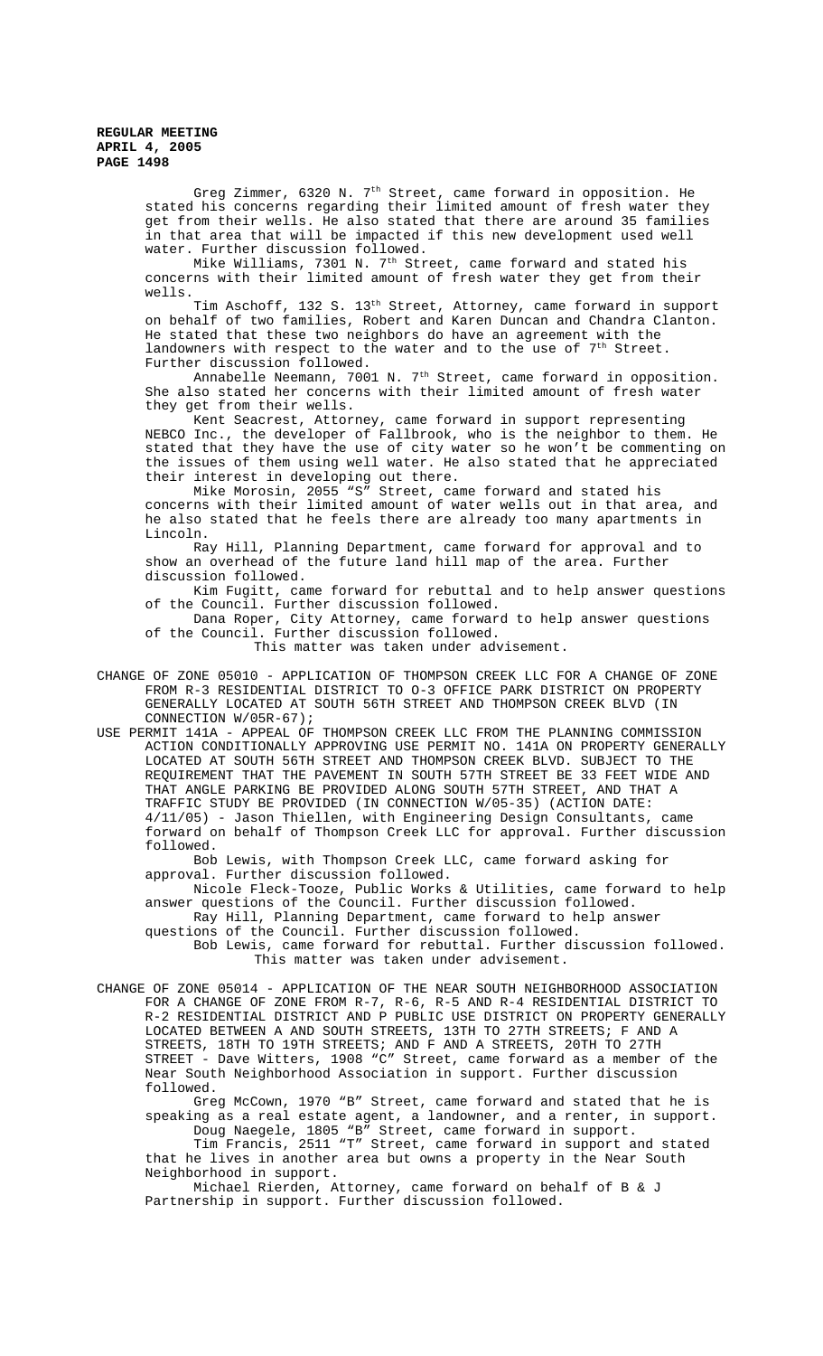Greg Zimmer, 6320 N. 7th Street, came forward in opposition. He stated his concerns regarding their limited amount of fresh water they get from their wells. He also stated that there are around 35 families in that area that will be impacted if this new development used well water. Further discussion followed.

Mike Williams, 7301 N. 7th Street, came forward and stated his concerns with their limited amount of fresh water they get from their wells.

Tim Aschoff, 132 S. 13th Street, Attorney, came forward in support on behalf of two families, Robert and Karen Duncan and Chandra Clanton. He stated that these two neighbors do have an agreement with the landowners with respect to the water and to the use of 7th Street. Further discussion followed.

Annabelle Neemann, 7001 N. 7th Street, came forward in opposition. She also stated her concerns with their limited amount of fresh water they get from their wells.

Kent Seacrest, Attorney, came forward in support representing NEBCO Inc., the developer of Fallbrook, who is the neighbor to them. He stated that they have the use of city water so he won't be commenting on the issues of them using well water. He also stated that he appreciated their interest in developing out there.

Mike Morosin, 2055 "S" Street, came forward and stated his concerns with their limited amount of water wells out in that area, and he also stated that he feels there are already too many apartments in Lincoln.

Ray Hill, Planning Department, came forward for approval and to show an overhead of the future land hill map of the area. Further discussion followed.

Kim Fugitt, came forward for rebuttal and to help answer questions of the Council. Further discussion followed.

Dana Roper, City Attorney, came forward to help answer questions of the Council. Further discussion followed.

This matter was taken under advisement.

CHANGE OF ZONE 05010 - APPLICATION OF THOMPSON CREEK LLC FOR A CHANGE OF ZONE FROM R-3 RESIDENTIAL DISTRICT TO O-3 OFFICE PARK DISTRICT ON PROPERTY GENERALLY LOCATED AT SOUTH 56TH STREET AND THOMPSON CREEK BLVD (IN CONNECTION W/05R-67);

USE PERMIT 141A - APPEAL OF THOMPSON CREEK LLC FROM THE PLANNING COMMISSION ACTION CONDITIONALLY APPROVING USE PERMIT NO. 141A ON PROPERTY GENERALLY LOCATED AT SOUTH 56TH STREET AND THOMPSON CREEK BLVD. SUBJECT TO THE REQUIREMENT THAT THE PAVEMENT IN SOUTH 57TH STREET BE 33 FEET WIDE AND THAT ANGLE PARKING BE PROVIDED ALONG SOUTH 57TH STREET, AND THAT A TRAFFIC STUDY BE PROVIDED (IN CONNECTION W/05-35) (ACTION DATE: 4/11/05) - Jason Thiellen, with Engineering Design Consultants, came forward on behalf of Thompson Creek LLC for approval. Further discussion followed.

Bob Lewis, with Thompson Creek LLC, came forward asking for approval. Further discussion followed.

Nicole Fleck-Tooze, Public Works & Utilities, came forward to help answer questions of the Council. Further discussion followed.

Ray Hill, Planning Department, came forward to help answer questions of the Council. Further discussion followed.

Bob Lewis, came forward for rebuttal. Further discussion followed.

This matter was taken under advisement.

CHANGE OF ZONE 05014 - APPLICATION OF THE NEAR SOUTH NEIGHBORHOOD ASSOCIATION FOR A CHANGE OF ZONE FROM R-7, R-6, R-5 AND R-4 RESIDENTIAL DISTRICT TO R-2 RESIDENTIAL DISTRICT AND P PUBLIC USE DISTRICT ON PROPERTY GENERALLY LOCATED BETWEEN A AND SOUTH STREETS, 13TH TO 27TH STREETS; F AND A STREETS, 18TH TO 19TH STREETS; AND F AND A STREETS, 20TH TO 27TH STREET - Dave Witters, 1908 "C" Street, came forward as a member of the Near South Neighborhood Association in support. Further discussion followed.

Greg McCown, 1970 "B" Street, came forward and stated that he is speaking as a real estate agent, a landowner, and a renter, in support.

Doug Naegele, 1805 "B" Street, came forward in support.

Tim Francis, 2511 "T" Street, came forward in support and stated that he lives in another area but owns a property in the Near South Neighborhood in support.

Michael Rierden, Attorney, came forward on behalf of B & J Partnership in support. Further discussion followed.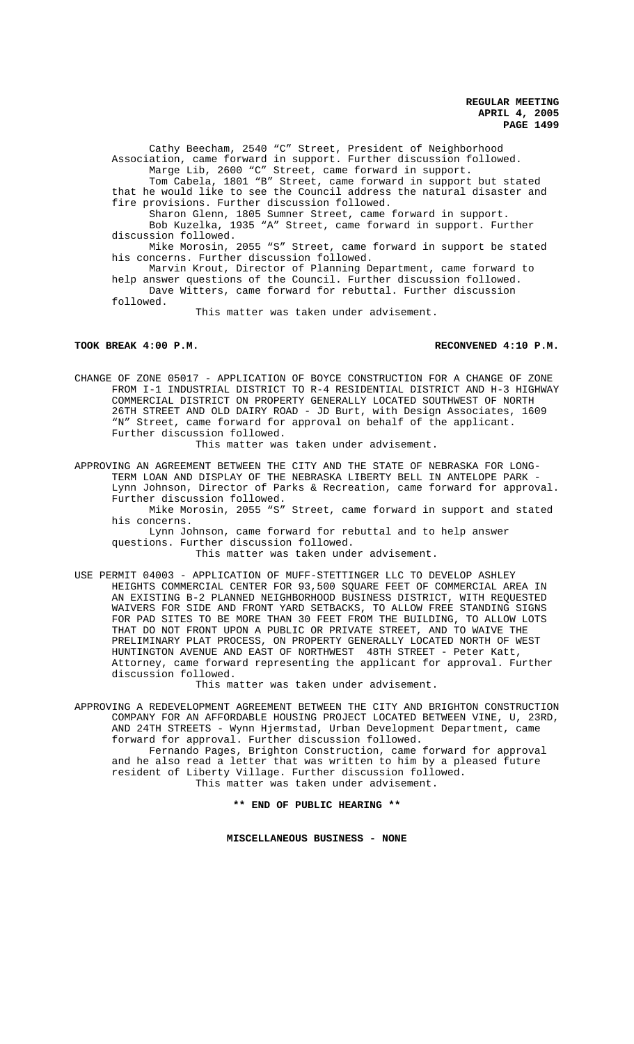Cathy Beecham, 2540 "C" Street, President of Neighborhood Association, came forward in support. Further discussion followed.

Marge Lib, 2600 "C" Street, came forward in support.

Tom Cabela, 1801 "B" Street, came forward in support but stated that he would like to see the Council address the natural disaster and fire provisions. Further discussion followed.

Sharon Glenn, 1805 Sumner Street, came forward in support.

Bob Kuzelka, 1935 "A" Street, came forward in support. Further discussion followed.

Mike Morosin, 2055 "S" Street, came forward in support be stated his concerns. Further discussion followed.

Marvin Krout, Director of Planning Department, came forward to help answer questions of the Council. Further discussion followed.

Dave Witters, came forward for rebuttal. Further discussion followed.

This matter was taken under advisement.

**TOOK BREAK 4:00 P.M. RECONVENED 4:10 P.M.**

CHANGE OF ZONE 05017 - APPLICATION OF BOYCE CONSTRUCTION FOR A CHANGE OF ZONE FROM I-1 INDUSTRIAL DISTRICT TO R-4 RESIDENTIAL DISTRICT AND H-3 HIGHWAY COMMERCIAL DISTRICT ON PROPERTY GENERALLY LOCATED SOUTHWEST OF NORTH 26TH STREET AND OLD DAIRY ROAD - JD Burt, with Design Associates, 1609 "N" Street, came forward for approval on behalf of the applicant. Further discussion followed.

This matter was taken under advisement.

APPROVING AN AGREEMENT BETWEEN THE CITY AND THE STATE OF NEBRASKA FOR LONG-TERM LOAN AND DISPLAY OF THE NEBRASKA LIBERTY BELL IN ANTELOPE PARK - Lynn Johnson, Director of Parks & Recreation, came forward for approval. Further discussion followed.

Mike Morosin, 2055 "S" Street, came forward in support and stated his concerns.

Lynn Johnson, came forward for rebuttal and to help answer questions. Further discussion followed.

This matter was taken under advisement.

USE PERMIT 04003 - APPLICATION OF MUFF-STETTINGER LLC TO DEVELOP ASHLEY HEIGHTS COMMERCIAL CENTER FOR 93,500 SQUARE FEET OF COMMERCIAL AREA IN AN EXISTING B-2 PLANNED NEIGHBORHOOD BUSINESS DISTRICT, WITH REQUESTED WAIVERS FOR SIDE AND FRONT YARD SETBACKS, TO ALLOW FREE STANDING SIGNS FOR PAD SITES TO BE MORE THAN 30 FEET FROM THE BUILDING, TO ALLOW LOTS THAT DO NOT FRONT UPON A PUBLIC OR PRIVATE STREET, AND TO WAIVE THE PRELIMINARY PLAT PROCESS, ON PROPERTY GENERALLY LOCATED NORTH OF WEST HUNTINGTON AVENUE AND EAST OF NORTHWEST 48TH STREET - Peter Katt, Attorney, came forward representing the applicant for approval. Further discussion followed.

This matter was taken under advisement.

APPROVING A REDEVELOPMENT AGREEMENT BETWEEN THE CITY AND BRIGHTON CONSTRUCTION COMPANY FOR AN AFFORDABLE HOUSING PROJECT LOCATED BETWEEN VINE, U, 23RD, AND 24TH STREETS - Wynn Hjermstad, Urban Development Department, came forward for approval. Further discussion followed.

Fernando Pages, Brighton Construction, came forward for approval and he also read a letter that was written to him by a pleased future resident of Liberty Village. Further discussion followed.

This matter was taken under advisement.

**\*\* END OF PUBLIC HEARING \*\***

**MISCELLANEOUS BUSINESS - NONE**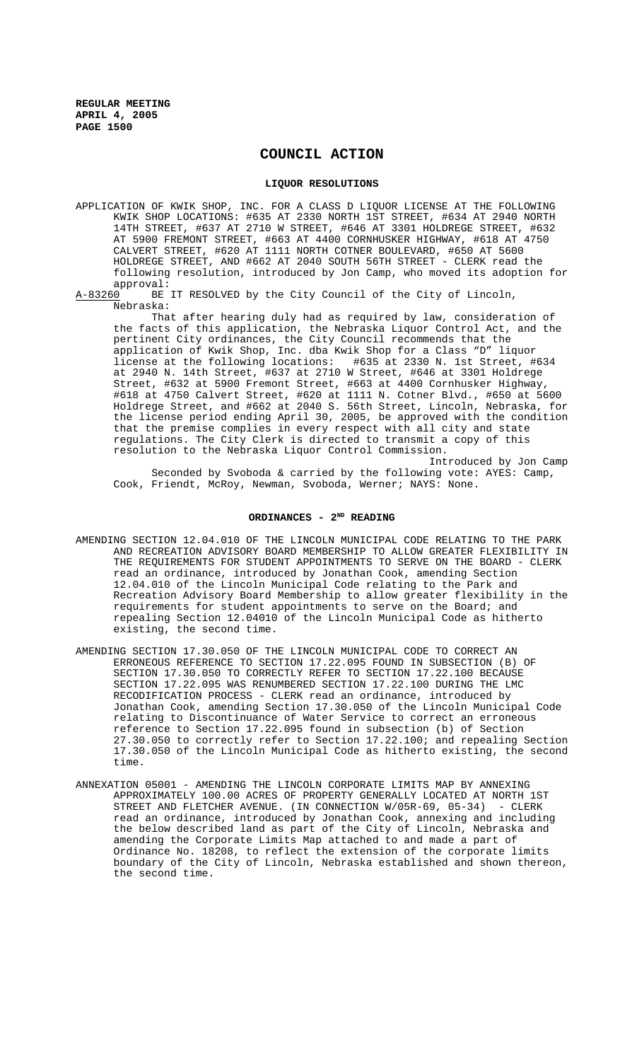# COUNCIL ACTION

## LIQUOR RESOLUTIONS

APPLICATION OF KWIK SHOP, INC. FOR A CLASS D LIQUOR LICENSE AT THE FOLLOWING KWIK SHOP LOCATIONS: #635 AT 2330 NORTH 1ST STREET, #634 AT 2940 NORTH 14TH STREET, #637 AT 2710 W STREET, #646 AT 3301 HOLDREGE STREET, #632 AT 5900 FREMONT STREET, #663 AT 4400 CORNHUSKER HIGHWAY, #618 AT 4750 CALVERT STREET, #620 AT 1111 NORTH COTNER BOULEVARD, #650 AT 5600 HOLDREGE STREET, AND #662 AT 2040 SOUTH 56TH STREET - CLERK read the following resolution, introduced by Jon Camp, who moved its adoption for approval:

A-83260 BE IT RESOLVED by the City Council of the City of Lincoln, Nebraska:

That after hearing duly had as required by law, consideration of the facts of this application, the Nebraska Liquor Control Act, and the pertinent City ordinances, the City Council recommends that the application of Kwik Shop, Inc. dba Kwik Shop for a Class "D" liquor license at the following locations: #635 at 2330 N. 1st Street, #634 at 2940 N. 14th Street, #637 at 2710 W Street, #646 at 3301 Holdrege Street, #632 at 5900 Fremont Street, #663 at 4400 Cornhusker Highway, #618 at 4750 Calvert Street, #620 at 1111 N. Cotner Blvd., #650 at 5600 Holdrege Street, and #662 at 2040 S. 56th Street, Lincoln, Nebraska, for the license period ending April 30, 2005, be approved with the condition that the premise complies in every respect with all city and state regulations. The City Clerk is directed to transmit a copy of this resolution to the Nebraska Liquor Control Commission.

Introduced by Jon Camp

Seconded by Svoboda & carried by the following vote: AYES: Camp, Cook, Friendt, McRoy, Newman, Svoboda, Werner; NAYS: None.

## ORDINANCES - 2ND READING

AMENDING SECTION 12.04.010 OF THE LINCOLN MUNICIPAL CODE RELATING TO THE PARK AND RECREATION ADVISORY BOARD MEMBERSHIP TO ALLOW GREATER FLEXIBILITY IN THE REQUIREMENTS FOR STUDENT APPOINTMENTS TO SERVE ON THE BOARD - CLERK read an ordinance, introduced by Jonathan Cook, amending Section 12.04.010 of the Lincoln Municipal Code relating to the Park and Recreation Advisory Board Membership to allow greater flexibility in the requirements for student appointments to serve on the Board; and repealing Section 12.04010 of the Lincoln Municipal Code as hitherto existing, the second time.

AMENDING SECTION 17.30.050 OF THE LINCOLN MUNICIPAL CODE TO CORRECT AN ERRONEOUS REFERENCE TO SECTION 17.22.095 FOUND IN SUBSECTION (B) OF SECTION 17.30.050 TO CORRECTLY REFER TO SECTION 17.22.100 BECAUSE SECTION 17.22.095 WAS RENUMBERED SECTION 17.22.100 DURING THE LMC RECODIFICATION PROCESS - CLERK read an ordinance, introduced by Jonathan Cook, amending Section 17.30.050 of the Lincoln Municipal Code relating to Discontinuance of Water Service to correct an erroneous reference to Section 17.22.095 found in subsection (b) of Section 27.30.050 to correctly refer to Section 17.22.100; and repealing Section 17.30.050 of the Lincoln Municipal Code as hitherto existing, the second time.

ANNEXATION 05001 - AMENDING THE LINCOLN CORPORATE LIMITS MAP BY ANNEXING APPROXIMATELY 100.00 ACRES OF PROPERTY GENERALLY LOCATED AT NORTH 1ST STREET AND FLETCHER AVENUE. (IN CONNECTION W/05R-69, 05-34) - CLERK read an ordinance, introduced by Jonathan Cook, annexing and including the below described land as part of the City of Lincoln, Nebraska and amending the Corporate Limits Map attached to and made a part of Ordinance No. 18208, to reflect the extension of the corporate limits boundary of the City of Lincoln, Nebraska established and shown thereon, the second time.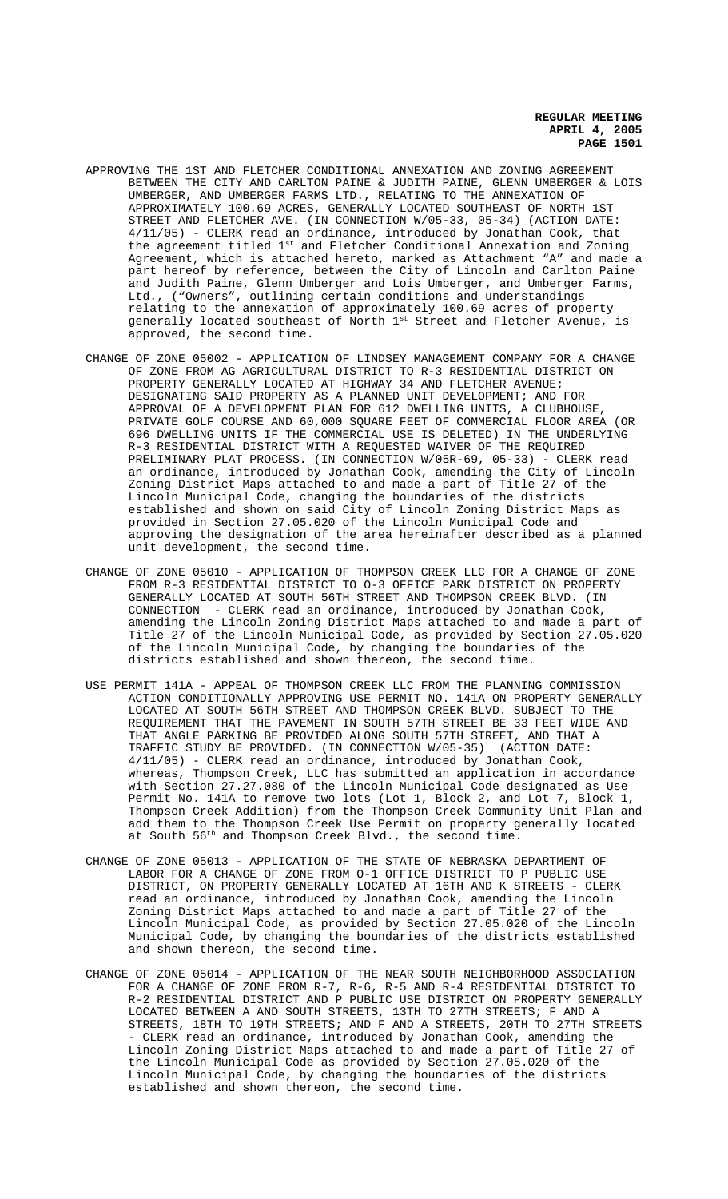APPROVING THE 1ST AND FLETCHER CONDITIONAL ANNEXATION AND ZONING AGREEMENT BETWEEN THE CITY AND CARLTON PAINE & JUDITH PAINE, GLENN UMBERGER & LOIS UMBERGER, AND UMBERGER FARMS LTD., RELATING TO THE ANNEXATION OF APPROXIMATELY 100.69 ACRES, GENERALLY LOCATED SOUTHEAST OF NORTH 1ST STREET AND FLETCHER AVE. (IN CONNECTION W/05-33, 05-34) (ACTION DATE: 4/11/05) - CLERK read an ordinance, introduced by Jonathan Cook, that the agreement titled 1st and Fletcher Conditional Annexation and Zoning Agreement, which is attached hereto, marked as Attachment "A" and made a part hereof by reference, between the City of Lincoln and Carlton Paine and Judith Paine, Glenn Umberger and Lois Umberger, and Umberger Farms, Ltd., ("Owners", outlining certain conditions and understandings relating to the annexation of approximately 100.69 acres of property generally located southeast of North 1st Street and Fletcher Avenue, is approved, the second time.

CHANGE OF ZONE 05002 - APPLICATION OF LINDSEY MANAGEMENT COMPANY FOR A CHANGE OF ZONE FROM AG AGRICULTURAL DISTRICT TO R-3 RESIDENTIAL DISTRICT ON PROPERTY GENERALLY LOCATED AT HIGHWAY 34 AND FLETCHER AVENUE; DESIGNATING SAID PROPERTY AS A PLANNED UNIT DEVELOPMENT; AND FOR APPROVAL OF A DEVELOPMENT PLAN FOR 612 DWELLING UNITS, A CLUBHOUSE, PRIVATE GOLF COURSE AND 60,000 SQUARE FEET OF COMMERCIAL FLOOR AREA (OR 696 DWELLING UNITS IF THE COMMERCIAL USE IS DELETED) IN THE UNDERLYING R-3 RESIDENTIAL DISTRICT WITH A REQUESTED WAIVER OF THE REQUIRED PRELIMINARY PLAT PROCESS. (IN CONNECTION W/05R-69, 05-33) - CLERK read an ordinance, introduced by Jonathan Cook, amending the City of Lincoln Zoning District Maps attached to and made a part of Title 27 of the Lincoln Municipal Code, changing the boundaries of the districts established and shown on said City of Lincoln Zoning District Maps as provided in Section 27.05.020 of the Lincoln Municipal Code and approving the designation of the area hereinafter described as a planned unit development, the second time.

CHANGE OF ZONE 05010 - APPLICATION OF THOMPSON CREEK LLC FOR A CHANGE OF ZONE FROM R-3 RESIDENTIAL DISTRICT TO O-3 OFFICE PARK DISTRICT ON PROPERTY GENERALLY LOCATED AT SOUTH 56TH STREET AND THOMPSON CREEK BLVD. (IN CONNECTION - CLERK read an ordinance, introduced by Jonathan Cook, amending the Lincoln Zoning District Maps attached to and made a part of Title 27 of the Lincoln Municipal Code, as provided by Section 27.05.020 of the Lincoln Municipal Code, by changing the boundaries of the districts established and shown thereon, the second time.

USE PERMIT 141A - APPEAL OF THOMPSON CREEK LLC FROM THE PLANNING COMMISSION ACTION CONDITIONALLY APPROVING USE PERMIT NO. 141A ON PROPERTY GENERALLY LOCATED AT SOUTH 56TH STREET AND THOMPSON CREEK BLVD. SUBJECT TO THE REQUIREMENT THAT THE PAVEMENT IN SOUTH 57TH STREET BE 33 FEET WIDE AND THAT ANGLE PARKING BE PROVIDED ALONG SOUTH 57TH STREET, AND THAT A TRAFFIC STUDY BE PROVIDED. (IN CONNECTION W/05-35) (ACTION DATE: 4/11/05) - CLERK read an ordinance, introduced by Jonathan Cook, whereas, Thompson Creek, LLC has submitted an application in accordance with Section 27.27.080 of the Lincoln Municipal Code designated as Use Permit No. 141A to remove two lots (Lot 1, Block 2, and Lot 7, Block 1, Thompson Creek Addition) from the Thompson Creek Community Unit Plan and add them to the Thompson Creek Use Permit on property generally located at South 56th and Thompson Creek Blvd., the second time.

CHANGE OF ZONE 05013 - APPLICATION OF THE STATE OF NEBRASKA DEPARTMENT OF LABOR FOR A CHANGE OF ZONE FROM O-1 OFFICE DISTRICT TO P PUBLIC USE DISTRICT, ON PROPERTY GENERALLY LOCATED AT 16TH AND K STREETS - CLERK read an ordinance, introduced by Jonathan Cook, amending the Lincoln Zoning District Maps attached to and made a part of Title 27 of the Lincoln Municipal Code, as provided by Section 27.05.020 of the Lincoln Municipal Code, by changing the boundaries of the districts established and shown thereon, the second time.

CHANGE OF ZONE 05014 - APPLICATION OF THE NEAR SOUTH NEIGHBORHOOD ASSOCIATION FOR A CHANGE OF ZONE FROM R-7, R-6, R-5 AND R-4 RESIDENTIAL DISTRICT TO R-2 RESIDENTIAL DISTRICT AND P PUBLIC USE DISTRICT ON PROPERTY GENERALLY LOCATED BETWEEN A AND SOUTH STREETS, 13TH TO 27TH STREETS; F AND A STREETS, 18TH TO 19TH STREETS; AND F AND A STREETS, 20TH TO 27TH STREETS - CLERK read an ordinance, introduced by Jonathan Cook, amending the Lincoln Zoning District Maps attached to and made a part of Title 27 of the Lincoln Municipal Code as provided by Section 27.05.020 of the Lincoln Municipal Code, by changing the boundaries of the districts established and shown thereon, the second time.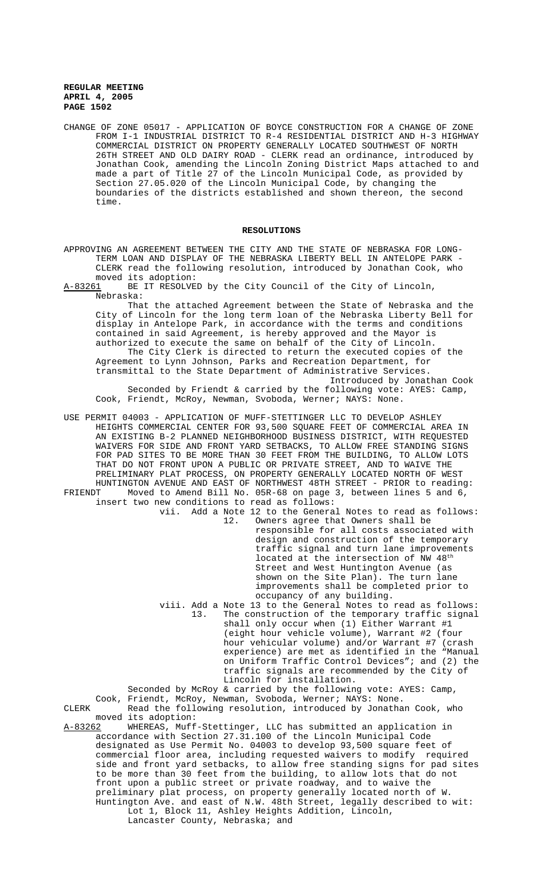CHANGE OF ZONE 05017 - APPLICATION OF BOYCE CONSTRUCTION FOR A CHANGE OF ZONE FROM I-1 INDUSTRIAL DISTRICT TO R-4 RESIDENTIAL DISTRICT AND H-3 HIGHWAY COMMERCIAL DISTRICT ON PROPERTY GENERALLY LOCATED SOUTHWEST OF NORTH 26TH STREET AND OLD DAIRY ROAD - CLERK read an ordinance, introduced by Jonathan Cook, amending the Lincoln Zoning District Maps attached to and made a part of Title 27 of the Lincoln Municipal Code, as provided by Section 27.05.020 of the Lincoln Municipal Code, by changing the boundaries of the districts established and shown thereon, the second time.

## RESOLUTIONS

APPROVING AN AGREEMENT BETWEEN THE CITY AND THE STATE OF NEBRASKA FOR LONG-TERM LOAN AND DISPLAY OF THE NEBRASKA LIBERTY BELL IN ANTELOPE PARK - CLERK read the following resolution, introduced by Jonathan Cook, who moved its adoption:

A-83261 BE IT RESOLVED by the City Council of the City of Lincoln, Nebraska:

That the attached Agreement between the State of Nebraska and the City of Lincoln for the long term loan of the Nebraska Liberty Bell for display in Antelope Park, in accordance with the terms and conditions contained in said Agreement, is hereby approved and the Mayor is authorized to execute the same on behalf of the City of Lincoln.

The City Clerk is directed to return the executed copies of the Agreement to Lynn Johnson, Parks and Recreation Department, for transmittal to the State Department of Administrative Services.

Introduced by Jonathan Cook

Seconded by Friendt & carried by the following vote: AYES: Camp, Cook, Friendt, McRoy, Newman, Svoboda, Werner; NAYS: None.

USE PERMIT 04003 - APPLICATION OF MUFF-STETTINGER LLC TO DEVELOP ASHLEY HEIGHTS COMMERCIAL CENTER FOR 93,500 SQUARE FEET OF COMMERCIAL AREA IN AN EXISTING B-2 PLANNED NEIGHBORHOOD BUSINESS DISTRICT, WITH REQUESTED WAIVERS FOR SIDE AND FRONT YARD SETBACKS, TO ALLOW FREE STANDING SIGNS FOR PAD SITES TO BE MORE THAN 30 FEET FROM THE BUILDING, TO ALLOW LOTS THAT DO NOT FRONT UPON A PUBLIC OR PRIVATE STREET, AND TO WAIVE THE PRELIMINARY PLAT PROCESS, ON PROPERTY GENERALLY LOCATED NORTH OF WEST HUNTINGTON AVENUE AND EAST OF NORTHWEST 48TH STREET - PRIOR to reading:

FRIENDT Moved to Amend Bill No. 05R-68 on page 3, between lines 5 and 6, insert two new conditions to read as follows:

vii. Add a Note 12 to the General Notes to read as follows:

12. Owners agree that Owners shall be responsible for all costs associated with design and construction of the temporary traffic signal and turn lane improvements located at the intersection of NW 48th Street and West Huntington Avenue (as shown on the Site Plan). The turn lane improvements shall be completed prior to occupancy of any building.

viii. Add a Note 13 to the General Notes to read as follows:

13. The construction of the temporary traffic signal shall only occur when (1) Either Warrant #1 (eight hour vehicle volume), Warrant #2 (four hour vehicular volume) and/or Warrant #7 (crash experience) are met as identified in the "Manual on Uniform Traffic Control Devices"; and (2) the traffic signals are recommended by the City of Lincoln for installation.

Seconded by McRoy & carried by the following vote: AYES: Camp, Cook, Friendt, McRoy, Newman, Svoboda, Werner; NAYS: None.

CLERK Read the following resolution, introduced by Jonathan Cook, who moved its adoption:

A-83262 WHEREAS, Muff-Stettinger, LLC has submitted an application in accordance with Section 27.31.100 of the Lincoln Municipal Code designated as Use Permit No. 04003 to develop 93,500 square feet of commercial floor area, including requested waivers to modify required side and front yard setbacks, to allow free standing signs for pad sites to be more than 30 feet from the building, to allow lots that do not front upon a public street or private roadway, and to waive the preliminary plat process, on property generally located north of W. Huntington Ave. and east of N.W. 48th Street, legally described to wit:

Lot 1, Block 11, Ashley Heights Addition, Lincoln, Lancaster County, Nebraska; and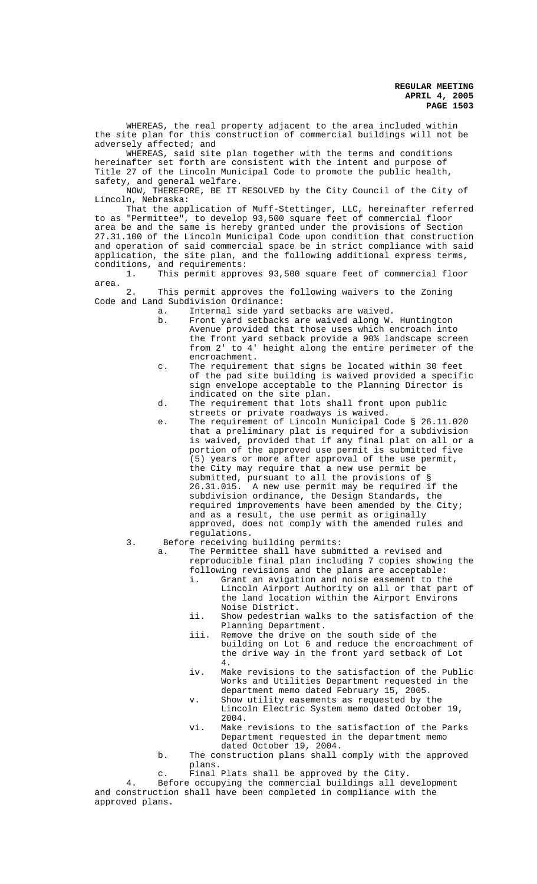WHEREAS, the real property adjacent to the area included within the site plan for this construction of commercial buildings will not be adversely affected; and

WHEREAS, said site plan together with the terms and conditions hereinafter set forth are consistent with the intent and purpose of Title 27 of the Lincoln Municipal Code to promote the public health, safety, and general welfare.

NOW, THEREFORE, BE IT RESOLVED by the City Council of the City of Lincoln, Nebraska:

That the application of Muff-Stettinger, LLC, hereinafter referred to as "Permittee", to develop 93,500 square feet of commercial floor area be and the same is hereby granted under the provisions of Section 27.31.100 of the Lincoln Municipal Code upon condition that construction and operation of said commercial space be in strict compliance with said application, the site plan, and the following additional express terms, conditions, and requirements:

1. This permit approves 93,500 square feet of commercial floor area.

2. This permit approves the following waivers to the Zoning Code and Land Subdivision Ordinance:
   - a. Internal side yard setbacks are waived.
   - b. Front yard setbacks are waived along W. Huntington Avenue provided that those uses which encroach into the front yard setback provide a 90% landscape screen from 2' to 4' height along the entire perimeter of the encroachment.
   - c. The requirement that signs be located within 30 feet of the pad site building is waived provided a specific sign envelope acceptable to the Planning Director is indicated on the site plan.
   - d. The requirement that lots shall front upon public streets or private roadways is waived.
   - e. The requirement of Lincoln Municipal Code § 26.11.020 that a preliminary plat is required for a subdivision is waived, provided that if any final plat on all or a portion of the approved use permit is submitted five (5) years or more after approval of the use permit, the City may require that a new use permit be submitted, pursuant to all the provisions of § 26.31.015. A new use permit may be required if the subdivision ordinance, the Design Standards, the required improvements have been amended by the City; and as a result, the use permit as originally approved, does not comply with the amended rules and regulations.

3. Before receiving building permits:
   - a. The Permittee shall have submitted a revised and reproducible final plan including 7 copies showing the following revisions and the plans are acceptable:
     - i. Grant an avigation and noise easement to the Lincoln Airport Authority on all or that part of the land location within the Airport Environs Noise District.
     - ii. Show pedestrian walks to the satisfaction of the Planning Department.
     - iii. Remove the drive on the south side of the building on Lot 6 and reduce the encroachment of the drive way in the front yard setback of Lot 4.
     - iv. Make revisions to the satisfaction of the Public Works and Utilities Department requested in the department memo dated February 15, 2005.
     - v. Show utility easements as requested by the Lincoln Electric System memo dated October 19, 2004.
     - vi. Make revisions to the satisfaction of the Parks Department requested in the department memo dated October 19, 2004.
   - b. The construction plans shall comply with the approved plans.
   - c. Final Plats shall be approved by the City.

4. Before occupying the commercial buildings all development and construction shall have been completed in compliance with the approved plans.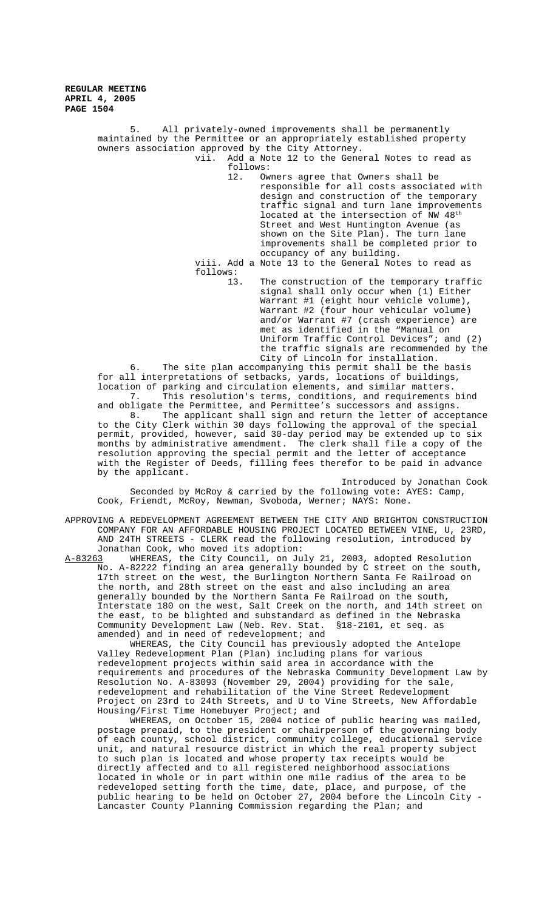5. All privately-owned improvements shall be permanently maintained by the Permittee or an appropriately established property owners association approved by the City Attorney.

vii. Add a Note 12 to the General Notes to read as follows:

12. Owners agree that Owners shall be responsible for all costs associated with design and construction of the temporary traffic signal and turn lane improvements located at the intersection of NW 48th Street and West Huntington Avenue (as shown on the Site Plan). The turn lane improvements shall be completed prior to occupancy of any building.

viii. Add a Note 13 to the General Notes to read as follows:

13. The construction of the temporary traffic signal shall only occur when (1) Either Warrant #1 (eight hour vehicle volume), Warrant #2 (four hour vehicular volume) and/or Warrant #7 (crash experience) are met as identified in the "Manual on Uniform Traffic Control Devices"; and (2) the traffic signals are recommended by the City of Lincoln for installation.

6. The site plan accompanying this permit shall be the basis for all interpretations of setbacks, yards, locations of buildings, location of parking and circulation elements, and similar matters.

7. This resolution's terms, conditions, and requirements bind and obligate the Permittee, and Permittee's successors and assigns.

8. The applicant shall sign and return the letter of acceptance to the City Clerk within 30 days following the approval of the special permit, provided, however, said 30-day period may be extended up to six months by administrative amendment. The clerk shall file a copy of the resolution approving the special permit and the letter of acceptance with the Register of Deeds, filling fees therefor to be paid in advance by the applicant.

Introduced by Jonathan Cook

Seconded by McRoy & carried by the following vote: AYES: Camp, Cook, Friendt, McRoy, Newman, Svoboda, Werner; NAYS: None.

APPROVING A REDEVELOPMENT AGREEMENT BETWEEN THE CITY AND BRIGHTON CONSTRUCTION COMPANY FOR AN AFFORDABLE HOUSING PROJECT LOCATED BETWEEN VINE, U, 23RD, AND 24TH STREETS - CLERK read the following resolution, introduced by Jonathan Cook, who moved its adoption:

A-83263 WHEREAS, the City Council, on July 21, 2003, adopted Resolution No. A-82222 finding an area generally bounded by C street on the south, 17th street on the west, the Burlington Northern Santa Fe Railroad on the north, and 28th street on the east and also including an area generally bounded by the Northern Santa Fe Railroad on the south, Interstate 180 on the west, Salt Creek on the north, and 14th street on the east, to be blighted and substandard as defined in the Nebraska Community Development Law (Neb. Rev. Stat. §18-2101, et seq. as amended) and in need of redevelopment; and

WHEREAS, the City Council has previously adopted the Antelope Valley Redevelopment Plan (Plan) including plans for various redevelopment projects within said area in accordance with the requirements and procedures of the Nebraska Community Development Law by Resolution No. A-83093 (November 29, 2004) providing for the sale, redevelopment and rehabilitation of the Vine Street Redevelopment Project on 23rd to 24th Streets, and U to Vine Streets, New Affordable Housing/First Time Homebuyer Project; and

WHEREAS, on October 15, 2004 notice of public hearing was mailed, postage prepaid, to the president or chairperson of the governing body of each county, school district, community college, educational service unit, and natural resource district in which the real property subject to such plan is located and whose property tax receipts would be directly affected and to all registered neighborhood associations located in whole or in part within one mile radius of the area to be redeveloped setting forth the time, date, place, and purpose, of the public hearing to be held on October 27, 2004 before the Lincoln City - Lancaster County Planning Commission regarding the Plan; and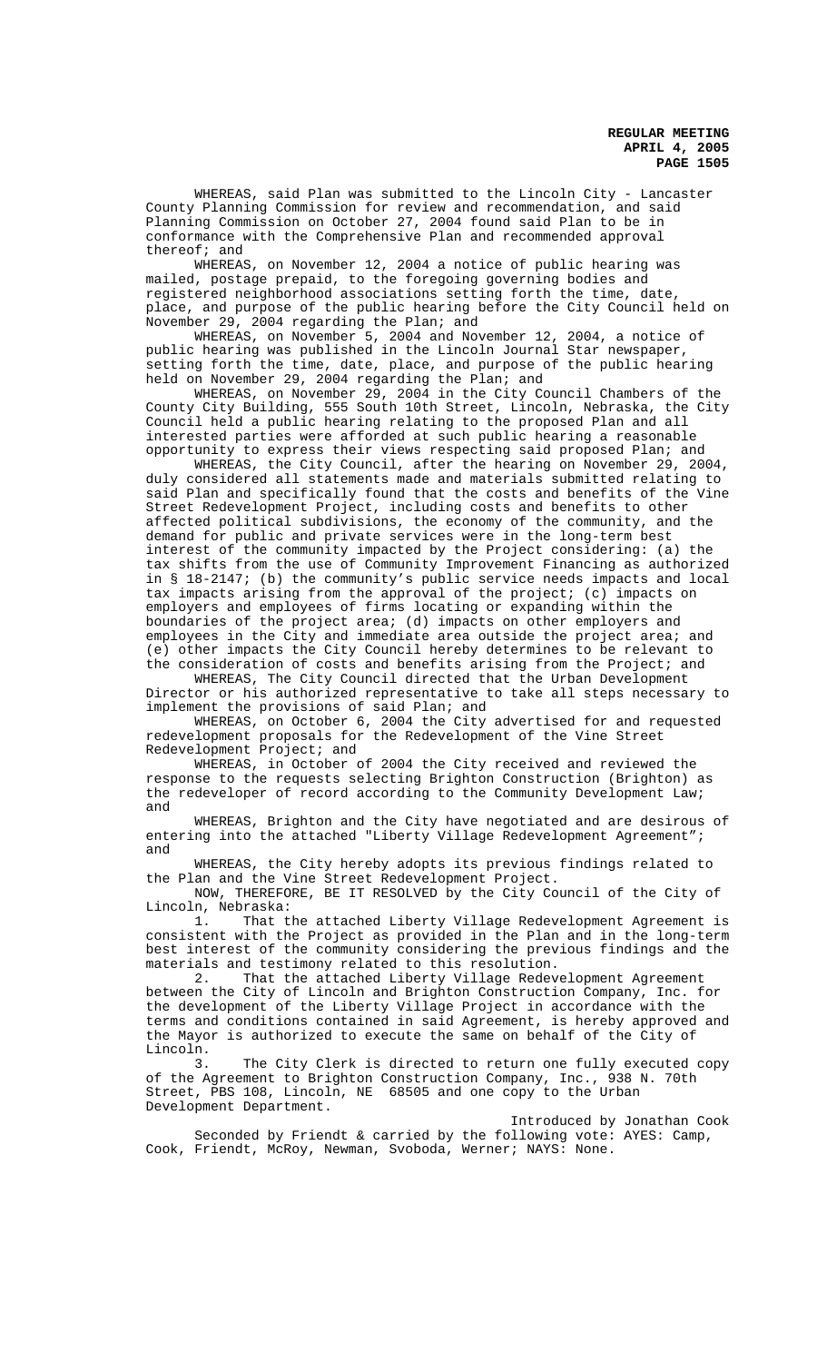WHEREAS, said Plan was submitted to the Lincoln City - Lancaster County Planning Commission for review and recommendation, and said Planning Commission on October 27, 2004 found said Plan to be in conformance with the Comprehensive Plan and recommended approval thereof; and

WHEREAS, on November 12, 2004 a notice of public hearing was mailed, postage prepaid, to the foregoing governing bodies and registered neighborhood associations setting forth the time, date, place, and purpose of the public hearing before the City Council held on November 29, 2004 regarding the Plan; and

WHEREAS, on November 5, 2004 and November 12, 2004, a notice of public hearing was published in the Lincoln Journal Star newspaper, setting forth the time, date, place, and purpose of the public hearing held on November 29, 2004 regarding the Plan; and

WHEREAS, on November 29, 2004 in the City Council Chambers of the County City Building, 555 South 10th Street, Lincoln, Nebraska, the City Council held a public hearing relating to the proposed Plan and all interested parties were afforded at such public hearing a reasonable opportunity to express their views respecting said proposed Plan; and

WHEREAS, the City Council, after the hearing on November 29, 2004, duly considered all statements made and materials submitted relating to said Plan and specifically found that the costs and benefits of the Vine Street Redevelopment Project, including costs and benefits to other affected political subdivisions, the economy of the community, and the demand for public and private services were in the long-term best interest of the community impacted by the Project considering: (a) the tax shifts from the use of Community Improvement Financing as authorized in § 18-2147; (b) the community's public service needs impacts and local tax impacts arising from the approval of the project; (c) impacts on employers and employees of firms locating or expanding within the boundaries of the project area; (d) impacts on other employers and employees in the City and immediate area outside the project area; and (e) other impacts the City Council hereby determines to be relevant to the consideration of costs and benefits arising from the Project; and

WHEREAS, The City Council directed that the Urban Development Director or his authorized representative to take all steps necessary to implement the provisions of said Plan; and

WHEREAS, on October 6, 2004 the City advertised for and requested redevelopment proposals for the Redevelopment of the Vine Street Redevelopment Project; and

WHEREAS, in October of 2004 the City received and reviewed the response to the requests selecting Brighton Construction (Brighton) as the redeveloper of record according to the Community Development Law; and

WHEREAS, Brighton and the City have negotiated and are desirous of entering into the attached "Liberty Village Redevelopment Agreement"; and

WHEREAS, the City hereby adopts its previous findings related to the Plan and the Vine Street Redevelopment Project.

NOW, THEREFORE, BE IT RESOLVED by the City Council of the City of Lincoln, Nebraska:

1. That the attached Liberty Village Redevelopment Agreement is consistent with the Project as provided in the Plan and in the long-term best interest of the community considering the previous findings and the materials and testimony related to this resolution.

2. That the attached Liberty Village Redevelopment Agreement between the City of Lincoln and Brighton Construction Company, Inc. for the development of the Liberty Village Project in accordance with the terms and conditions contained in said Agreement, is hereby approved and the Mayor is authorized to execute the same on behalf of the City of Lincoln.

3. The City Clerk is directed to return one fully executed copy of the Agreement to Brighton Construction Company, Inc., 938 N. 70th Street, PBS 108, Lincoln, NE 68505 and one copy to the Urban Development Department.

Introduced by Jonathan Cook

Seconded by Friendt & carried by the following vote: AYES: Camp, Cook, Friendt, McRoy, Newman, Svoboda, Werner; NAYS: None.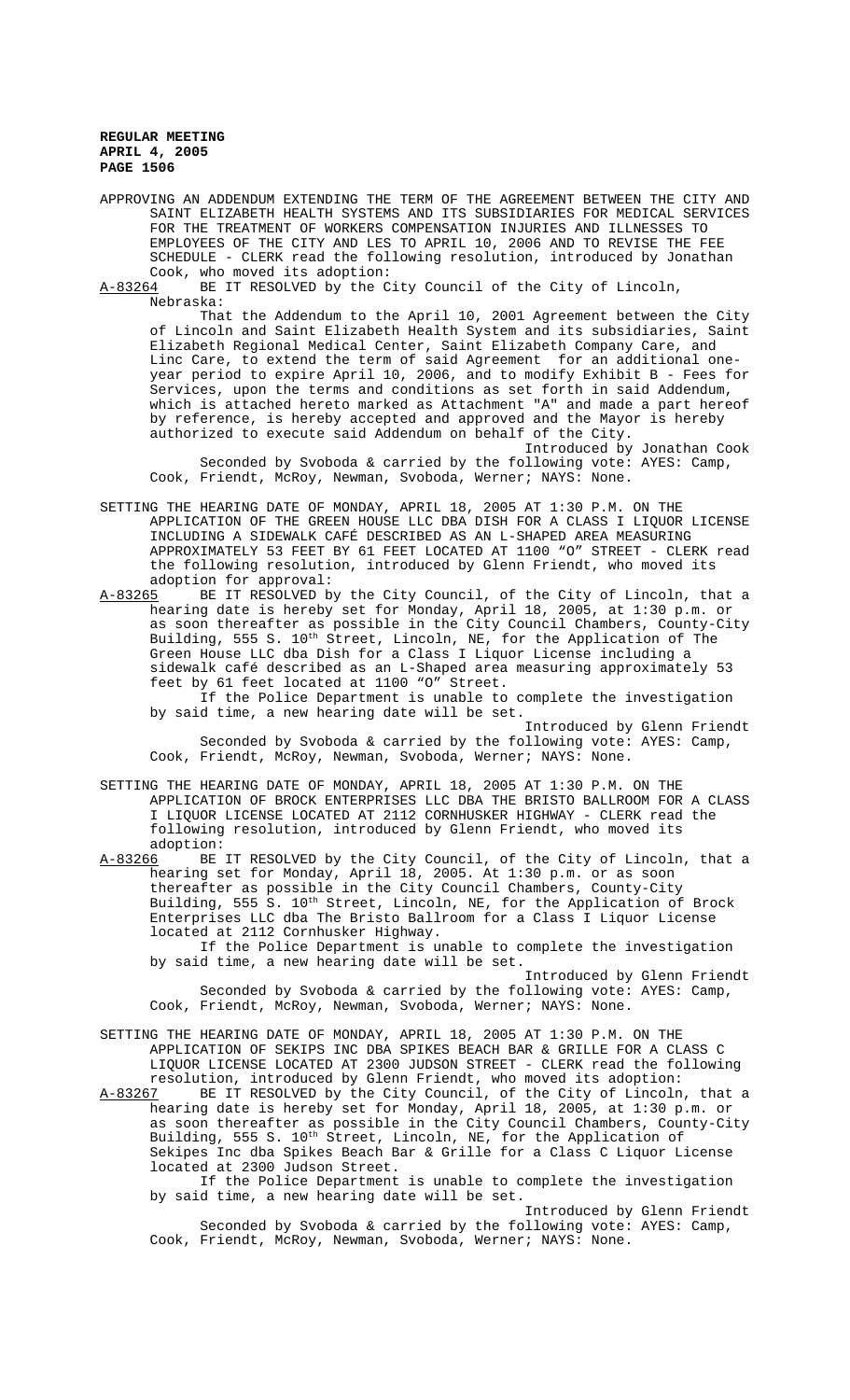APPROVING AN ADDENDUM EXTENDING THE TERM OF THE AGREEMENT BETWEEN THE CITY AND SAINT ELIZABETH HEALTH SYSTEMS AND ITS SUBSIDIARIES FOR MEDICAL SERVICES FOR THE TREATMENT OF WORKERS COMPENSATION INJURIES AND ILLNESSES TO EMPLOYEES OF THE CITY AND LES TO APRIL 10, 2006 AND TO REVISE THE FEE SCHEDULE - CLERK read the following resolution, introduced by Jonathan Cook, who moved its adoption:

A-83264 BE IT RESOLVED by the City Council of the City of Lincoln, Nebraska:

That the Addendum to the April 10, 2001 Agreement between the City of Lincoln and Saint Elizabeth Health System and its subsidiaries, Saint Elizabeth Regional Medical Center, Saint Elizabeth Company Care, and Linc Care, to extend the term of said Agreement for an additional one-year period to expire April 10, 2006, and to modify Exhibit B - Fees for Services, upon the terms and conditions as set forth in said Addendum, which is attached hereto marked as Attachment "A" and made a part hereof by reference, is hereby accepted and approved and the Mayor is hereby authorized to execute said Addendum on behalf of the City.

Introduced by Jonathan Cook

Seconded by Svoboda & carried by the following vote: AYES: Camp, Cook, Friendt, McRoy, Newman, Svoboda, Werner; NAYS: None.

SETTING THE HEARING DATE OF MONDAY, APRIL 18, 2005 AT 1:30 P.M. ON THE APPLICATION OF THE GREEN HOUSE LLC DBA DISH FOR A CLASS I LIQUOR LICENSE INCLUDING A SIDEWALK CAFÉ DESCRIBED AS AN L-SHAPED AREA MEASURING APPROXIMATELY 53 FEET BY 61 FEET LOCATED AT 1100 "O" STREET - CLERK read the following resolution, introduced by Glenn Friendt, who moved its adoption for approval:

A-83265 BE IT RESOLVED by the City Council, of the City of Lincoln, that a hearing date is hereby set for Monday, April 18, 2005, at 1:30 p.m. or as soon thereafter as possible in the City Council Chambers, County-City Building, 555 S. 10th Street, Lincoln, NE, for the Application of The Green House LLC dba Dish for a Class I Liquor License including a sidewalk café described as an L-Shaped area measuring approximately 53 feet by 61 feet located at 1100 "O" Street.

If the Police Department is unable to complete the investigation by said time, a new hearing date will be set.

Introduced by Glenn Friendt

Seconded by Svoboda & carried by the following vote: AYES: Camp, Cook, Friendt, McRoy, Newman, Svoboda, Werner; NAYS: None.

SETTING THE HEARING DATE OF MONDAY, APRIL 18, 2005 AT 1:30 P.M. ON THE APPLICATION OF BROCK ENTERPRISES LLC DBA THE BRISTO BALLROOM FOR A CLASS I LIQUOR LICENSE LOCATED AT 2112 CORNHUSKER HIGHWAY - CLERK read the following resolution, introduced by Glenn Friendt, who moved its adoption:

A-83266 BE IT RESOLVED by the City Council, of the City of Lincoln, that a hearing set for Monday, April 18, 2005. At 1:30 p.m. or as soon thereafter as possible in the City Council Chambers, County-City Building, 555 S. 10th Street, Lincoln, NE, for the Application of Brock Enterprises LLC dba The Bristo Ballroom for a Class I Liquor License located at 2112 Cornhusker Highway.

If the Police Department is unable to complete the investigation by said time, a new hearing date will be set.

Introduced by Glenn Friendt

Seconded by Svoboda & carried by the following vote: AYES: Camp, Cook, Friendt, McRoy, Newman, Svoboda, Werner; NAYS: None.

SETTING THE HEARING DATE OF MONDAY, APRIL 18, 2005 AT 1:30 P.M. ON THE APPLICATION OF SEKIPS INC DBA SPIKES BEACH BAR & GRILLE FOR A CLASS C LIQUOR LICENSE LOCATED AT 2300 JUDSON STREET - CLERK read the following resolution, introduced by Glenn Friendt, who moved its adoption:

A-83267 BE IT RESOLVED by the City Council, of the City of Lincoln, that a hearing date is hereby set for Monday, April 18, 2005, at 1:30 p.m. or as soon thereafter as possible in the City Council Chambers, County-City Building, 555 S. 10th Street, Lincoln, NE, for the Application of Sekipes Inc dba Spikes Beach Bar & Grille for a Class C Liquor License located at 2300 Judson Street.

If the Police Department is unable to complete the investigation by said time, a new hearing date will be set.

Introduced by Glenn Friendt

Seconded by Svoboda & carried by the following vote: AYES: Camp, Cook, Friendt, McRoy, Newman, Svoboda, Werner; NAYS: None.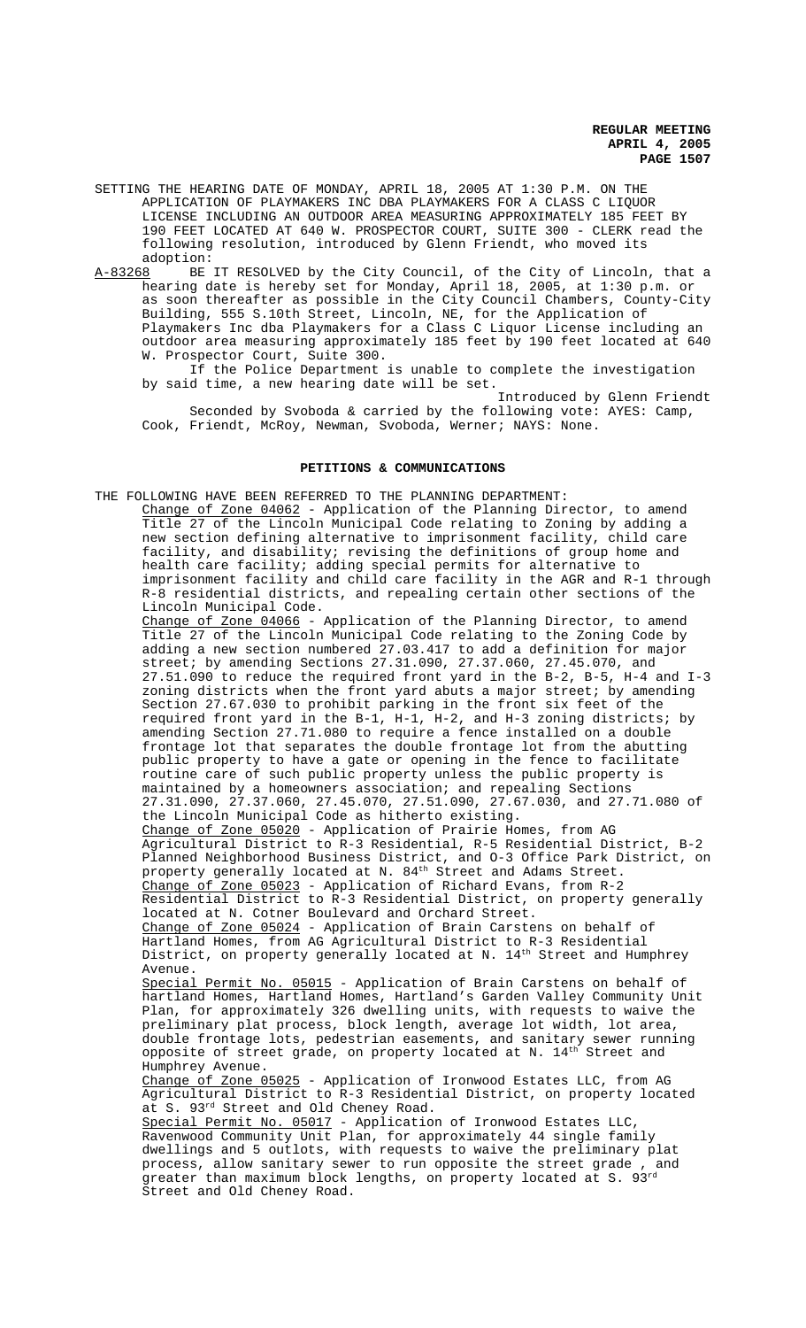SETTING THE HEARING DATE OF MONDAY, APRIL 18, 2005 AT 1:30 P.M. ON THE APPLICATION OF PLAYMAKERS INC DBA PLAYMAKERS FOR A CLASS C LIQUOR LICENSE INCLUDING AN OUTDOOR AREA MEASURING APPROXIMATELY 185 FEET BY 190 FEET LOCATED AT 640 W. PROSPECTOR COURT, SUITE 300 - CLERK read the following resolution, introduced by Glenn Friendt, who moved its adoption:

A-83268 BE IT RESOLVED by the City Council, of the City of Lincoln, that a hearing date is hereby set for Monday, April 18, 2005, at 1:30 p.m. or as soon thereafter as possible in the City Council Chambers, County-City Building, 555 S.10th Street, Lincoln, NE, for the Application of Playmakers Inc dba Playmakers for a Class C Liquor License including an outdoor area measuring approximately 185 feet by 190 feet located at 640 W. Prospector Court, Suite 300.

If the Police Department is unable to complete the investigation by said time, a new hearing date will be set.

Introduced by Glenn Friendt

Seconded by Svoboda & carried by the following vote: AYES: Camp, Cook, Friendt, McRoy, Newman, Svoboda, Werner; NAYS: None.

## PETITIONS & COMMUNICATIONS

THE FOLLOWING HAVE BEEN REFERRED TO THE PLANNING DEPARTMENT:

Change of Zone 04062 - Application of the Planning Director, to amend Title 27 of the Lincoln Municipal Code relating to Zoning by adding a new section defining alternative to imprisonment facility, child care facility, and disability; revising the definitions of group home and health care facility; adding special permits for alternative to imprisonment facility and child care facility in the AGR and R-1 through R-8 residential districts, and repealing certain other sections of the Lincoln Municipal Code.

Change of Zone 04066 - Application of the Planning Director, to amend Title 27 of the Lincoln Municipal Code relating to the Zoning Code by adding a new section numbered 27.03.417 to add a definition for major street; by amending Sections 27.31.090, 27.37.060, 27.45.070, and 27.51.090 to reduce the required front yard in the B-2, B-5, H-4 and I-3 zoning districts when the front yard abuts a major street; by amending Section 27.67.030 to prohibit parking in the front six feet of the required front yard in the B-1, H-1, H-2, and H-3 zoning districts; by amending Section 27.71.080 to require a fence installed on a double frontage lot that separates the double frontage lot from the abutting public property to have a gate or opening in the fence to facilitate routine care of such public property unless the public property is maintained by a homeowners association; and repealing Sections 27.31.090, 27.37.060, 27.45.070, 27.51.090, 27.67.030, and 27.71.080 of the Lincoln Municipal Code as hitherto existing.

Change of Zone 05020 - Application of Prairie Homes, from AG Agricultural District to R-3 Residential, R-5 Residential District, B-2 Planned Neighborhood Business District, and O-3 Office Park District, on property generally located at N. 84th Street and Adams Street.

Change of Zone 05023 - Application of Richard Evans, from R-2 Residential District to R-3 Residential District, on property generally located at N. Cotner Boulevard and Orchard Street.

Change of Zone 05024 - Application of Brain Carstens on behalf of Hartland Homes, from AG Agricultural District to R-3 Residential District, on property generally located at N. 14th Street and Humphrey Avenue.

Special Permit No. 05015 - Application of Brain Carstens on behalf of hartland Homes, Hartland Homes, Hartland's Garden Valley Community Unit Plan, for approximately 326 dwelling units, with requests to waive the preliminary plat process, block length, average lot width, lot area, double frontage lots, pedestrian easements, and sanitary sewer running opposite of street grade, on property located at N. 14th Street and Humphrey Avenue.

Change of Zone 05025 - Application of Ironwood Estates LLC, from AG Agricultural District to R-3 Residential District, on property located at S. 93rd Street and Old Cheney Road.

Special Permit No. 05017 - Application of Ironwood Estates LLC, Ravenwood Community Unit Plan, for approximately 44 single family dwellings and 5 outlots, with requests to waive the preliminary plat process, allow sanitary sewer to run opposite the street grade , and greater than maximum block lengths, on property located at S. 93rd Street and Old Cheney Road.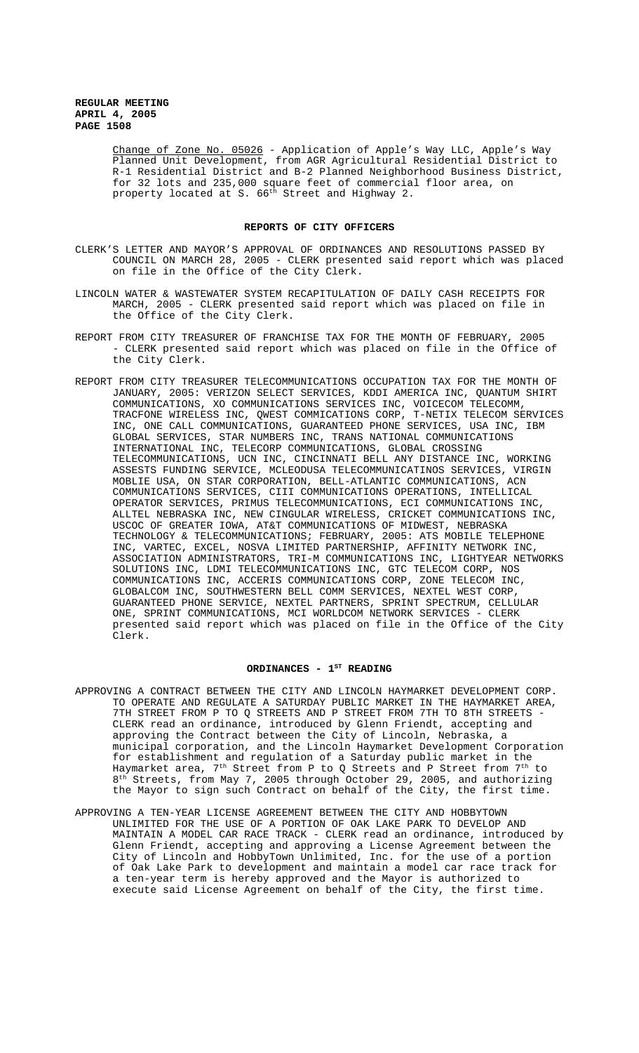Change of Zone No. 05026 - Application of Apple's Way LLC, Apple's Way Planned Unit Development, from AGR Agricultural Residential District to R-1 Residential District and B-2 Planned Neighborhood Business District, for 32 lots and 235,000 square feet of commercial floor area, on property located at S. 66th Street and Highway 2.

## REPORTS OF CITY OFFICERS

CLERK'S LETTER AND MAYOR'S APPROVAL OF ORDINANCES AND RESOLUTIONS PASSED BY COUNCIL ON MARCH 28, 2005 - CLERK presented said report which was placed on file in the Office of the City Clerk.

LINCOLN WATER & WASTEWATER SYSTEM RECAPITULATION OF DAILY CASH RECEIPTS FOR MARCH, 2005 - CLERK presented said report which was placed on file in the Office of the City Clerk.

REPORT FROM CITY TREASURER OF FRANCHISE TAX FOR THE MONTH OF FEBRUARY, 2005 - CLERK presented said report which was placed on file in the Office of the City Clerk.

REPORT FROM CITY TREASURER TELECOMMUNICATIONS OCCUPATION TAX FOR THE MONTH OF JANUARY, 2005: VERIZON SELECT SERVICES, KDDI AMERICA INC, QUANTUM SHIRT COMMUNICATIONS, XO COMMUNICATIONS SERVICES INC, VOICECOM TELECOMM, TRACFONE WIRELESS INC, QWEST COMMICATIONS CORP, T-NETIX TELECOM SERVICES INC, ONE CALL COMMUNICATIONS, GUARANTEED PHONE SERVICES, USA INC, IBM GLOBAL SERVICES, STAR NUMBERS INC, TRANS NATIONAL COMMUNICATIONS INTERNATIONAL INC, TELECORP COMMUNICATIONS, GLOBAL CROSSING TELECOMMUNICATIONS, UCN INC, CINCINNATI BELL ANY DISTANCE INC, WORKING ASSESTS FUNDING SERVICE, MCLEODUSA TELECOMMUNICATINOS SERVICES, VIRGIN MOBLIE USA, ON STAR CORPORATION, BELL-ATLANTIC COMMUNICATIONS, ACN COMMUNICATIONS SERVICES, CIII COMMUNICATIONS OPERATIONS, INTELLICAL OPERATOR SERVICES, PRIMUS TELECOMMUNICATIONS, ECI COMMUNICATIONS INC, ALLTEL NEBRASKA INC, NEW CINGULAR WIRELESS, CRICKET COMMUNICATIONS INC, USCOC OF GREATER IOWA, AT&T COMMUNICATIONS OF MIDWEST, NEBRASKA TECHNOLOGY & TELECOMMUNICATIONS; FEBRUARY, 2005: ATS MOBILE TELEPHONE INC, VARTEC, EXCEL, NOSVA LIMITED PARTNERSHIP, AFFINITY NETWORK INC, ASSOCIATION ADMINISTRATORS, TRI-M COMMUNICATIONS INC, LIGHTYEAR NETWORKS SOLUTIONS INC, LDMI TELECOMMUNICATIONS INC, GTC TELECOM CORP, NOS COMMUNICATIONS INC, ACCERIS COMMUNICATIONS CORP, ZONE TELECOM INC, GLOBALCOM INC, SOUTHWESTERN BELL COMM SERVICES, NEXTEL WEST CORP, GUARANTEED PHONE SERVICE, NEXTEL PARTNERS, SPRINT SPECTRUM, CELLULAR ONE, SPRINT COMMUNICATIONS, MCI WORLDCOM NETWORK SERVICES - CLERK presented said report which was placed on file in the Office of the City Clerk.

## ORDINANCES - 1ST READING

APPROVING A CONTRACT BETWEEN THE CITY AND LINCOLN HAYMARKET DEVELOPMENT CORP. TO OPERATE AND REGULATE A SATURDAY PUBLIC MARKET IN THE HAYMARKET AREA, 7TH STREET FROM P TO Q STREETS AND P STREET FROM 7TH TO 8TH STREETS - CLERK read an ordinance, introduced by Glenn Friendt, accepting and approving the Contract between the City of Lincoln, Nebraska, a municipal corporation, and the Lincoln Haymarket Development Corporation for establishment and regulation of a Saturday public market in the Haymarket area, 7th Street from P to Q Streets and P Street from 7th to 8th Streets, from May 7, 2005 through October 29, 2005, and authorizing the Mayor to sign such Contract on behalf of the City, the first time.

APPROVING A TEN-YEAR LICENSE AGREEMENT BETWEEN THE CITY AND HOBBYTOWN UNLIMITED FOR THE USE OF A PORTION OF OAK LAKE PARK TO DEVELOP AND MAINTAIN A MODEL CAR RACE TRACK - CLERK read an ordinance, introduced by Glenn Friendt, accepting and approving a License Agreement between the City of Lincoln and HobbyTown Unlimited, Inc. for the use of a portion of Oak Lake Park to development and maintain a model car race track for a ten-year term is hereby approved and the Mayor is authorized to execute said License Agreement on behalf of the City, the first time.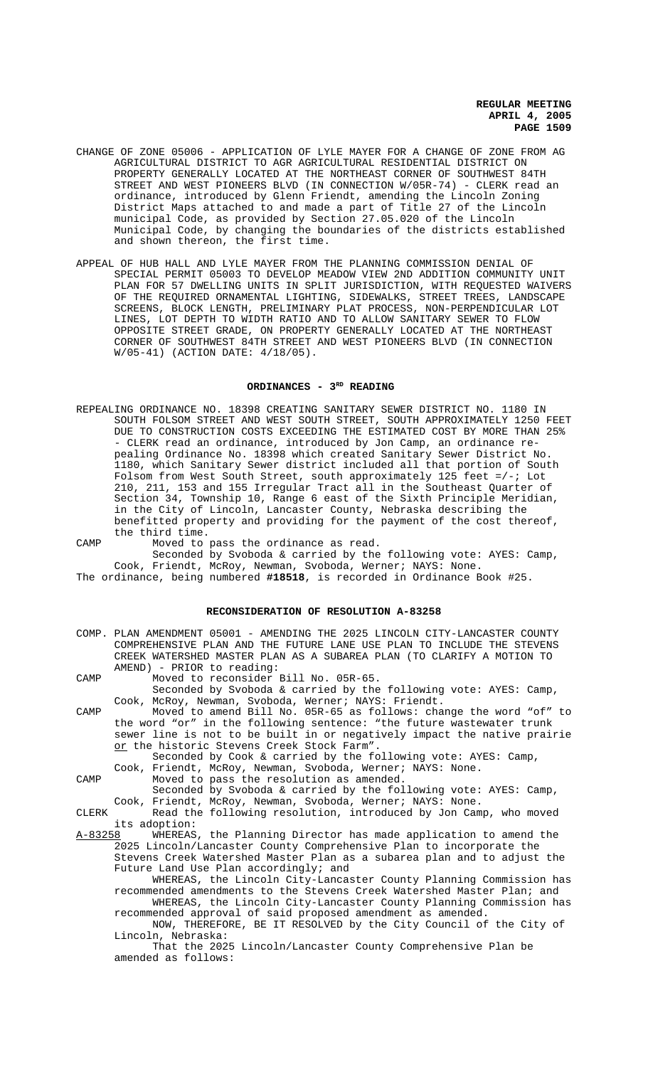CHANGE OF ZONE 05006 - APPLICATION OF LYLE MAYER FOR A CHANGE OF ZONE FROM AG AGRICULTURAL DISTRICT TO AGR AGRICULTURAL RESIDENTIAL DISTRICT ON PROPERTY GENERALLY LOCATED AT THE NORTHEAST CORNER OF SOUTHWEST 84TH STREET AND WEST PIONEERS BLVD (IN CONNECTION W/05R-74) - CLERK read an ordinance, introduced by Glenn Friendt, amending the Lincoln Zoning District Maps attached to and made a part of Title 27 of the Lincoln municipal Code, as provided by Section 27.05.020 of the Lincoln Municipal Code, by changing the boundaries of the districts established and shown thereon, the first time.

APPEAL OF HUB HALL AND LYLE MAYER FROM THE PLANNING COMMISSION DENIAL OF SPECIAL PERMIT 05003 TO DEVELOP MEADOW VIEW 2ND ADDITION COMMUNITY UNIT PLAN FOR 57 DWELLING UNITS IN SPLIT JURISDICTION, WITH REQUESTED WAIVERS OF THE REQUIRED ORNAMENTAL LIGHTING, SIDEWALKS, STREET TREES, LANDSCAPE SCREENS, BLOCK LENGTH, PRELIMINARY PLAT PROCESS, NON-PERPENDICULAR LOT LINES, LOT DEPTH TO WIDTH RATIO AND TO ALLOW SANITARY SEWER TO FLOW OPPOSITE STREET GRADE, ON PROPERTY GENERALLY LOCATED AT THE NORTHEAST CORNER OF SOUTHWEST 84TH STREET AND WEST PIONEERS BLVD (IN CONNECTION W/05-41) (ACTION DATE: 4/18/05).

## ORDINANCES - 3RD READING

REPEALING ORDINANCE NO. 18398 CREATING SANITARY SEWER DISTRICT NO. 1180 IN SOUTH FOLSOM STREET AND WEST SOUTH STREET, SOUTH APPROXIMATELY 1250 FEET DUE TO CONSTRUCTION COSTS EXCEEDING THE ESTIMATED COST BY MORE THAN 25% - CLERK read an ordinance, introduced by Jon Camp, an ordinance repealing Ordinance No. 18398 which created Sanitary Sewer District No. 1180, which Sanitary Sewer district included all that portion of South Folsom from West South Street, south approximately 125 feet =/-; Lot 210, 211, 153 and 155 Irregular Tract all in the Southeast Quarter of Section 34, Township 10, Range 6 east of the Sixth Principle Meridian, in the City of Lincoln, Lancaster County, Nebraska describing the benefitted property and providing for the payment of the cost thereof, the third time.

CAMP Moved to pass the ordinance as read.
Seconded by Svoboda & carried by the following vote: AYES: Camp, Cook, Friendt, McRoy, Newman, Svoboda, Werner; NAYS: None.

The ordinance, being numbered **#18518**, is recorded in Ordinance Book #25.

## RECONSIDERATION OF RESOLUTION A-83258

COMP. PLAN AMENDMENT 05001 - AMENDING THE 2025 LINCOLN CITY-LANCASTER COUNTY COMPREHENSIVE PLAN AND THE FUTURE LANE USE PLAN TO INCLUDE THE STEVENS CREEK WATERSHED MASTER PLAN AS A SUBAREA PLAN (TO CLARIFY A MOTION TO AMEND) - PRIOR to reading:

CAMP Moved to reconsider Bill No. 05R-65.
Seconded by Svoboda & carried by the following vote: AYES: Camp, Cook, McRoy, Newman, Svoboda, Werner; NAYS: Friendt.

CAMP Moved to amend Bill No. 05R-65 as follows: change the word "of" to the word "or" in the following sentence: "the future wastewater trunk sewer line is not to be built in or negatively impact the native prairie <u>or</u> the historic Stevens Creek Stock Farm".
Seconded by Cook & carried by the following vote: AYES: Camp, Cook, Friendt, McRoy, Newman, Svoboda, Werner; NAYS: None.

CAMP Moved to pass the resolution as amended.
Seconded by Svoboda & carried by the following vote: AYES: Camp, Cook, Friendt, McRoy, Newman, Svoboda, Werner; NAYS: None.

CLERK Read the following resolution, introduced by Jon Camp, who moved its adoption:

<u>A-83258</u> WHEREAS, the Planning Director has made application to amend the 2025 Lincoln/Lancaster County Comprehensive Plan to incorporate the Stevens Creek Watershed Master Plan as a subarea plan and to adjust the Future Land Use Plan accordingly; and

WHEREAS, the Lincoln City-Lancaster County Planning Commission has recommended amendments to the Stevens Creek Watershed Master Plan; and

WHEREAS, the Lincoln City-Lancaster County Planning Commission has recommended approval of said proposed amendment as amended.

NOW, THEREFORE, BE IT RESOLVED by the City Council of the City of Lincoln, Nebraska:

That the 2025 Lincoln/Lancaster County Comprehensive Plan be amended as follows: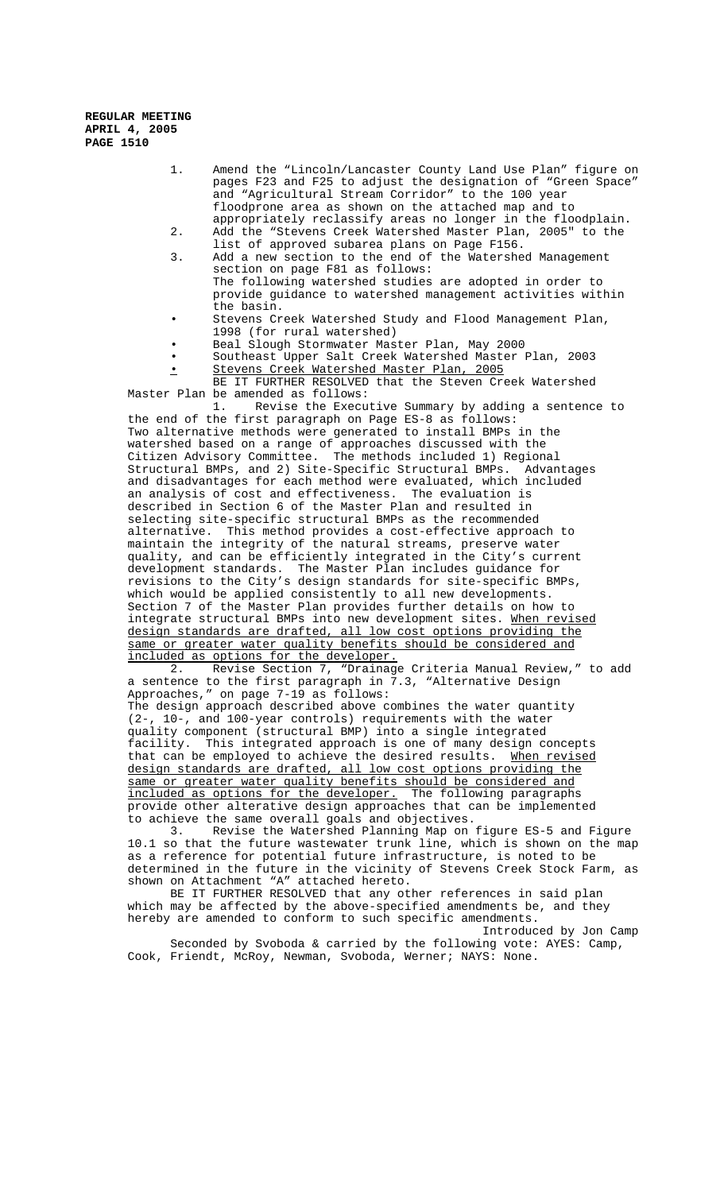1. Amend the "Lincoln/Lancaster County Land Use Plan" figure on pages F23 and F25 to adjust the designation of "Green Space" and "Agricultural Stream Corridor" to the 100 year floodprone area as shown on the attached map and to appropriately reclassify areas no longer in the floodplain.
2. Add the "Stevens Creek Watershed Master Plan, 2005" to the list of approved subarea plans on Page F156.
3. Add a new section to the end of the Watershed Management section on page F81 as follows:
   The following watershed studies are adopted in order to provide guidance to watershed management activities within the basin.
   - Stevens Creek Watershed Study and Flood Management Plan, 1998 (for rural watershed)
   - Beal Slough Stormwater Master Plan, May 2000
   - Southeast Upper Salt Creek Watershed Master Plan, 2003
   - <u>Stevens Creek Watershed Master Plan, 2005</u>

BE IT FURTHER RESOLVED that the Steven Creek Watershed Master Plan be amended as follows:

1. Revise the Executive Summary by adding a sentence to the end of the first paragraph on Page ES-8 as follows:
Two alternative methods were generated to install BMPs in the watershed based on a range of approaches discussed with the Citizen Advisory Committee. The methods included 1) Regional Structural BMPs, and 2) Site-Specific Structural BMPs. Advantages and disadvantages for each method were evaluated, which included an analysis of cost and effectiveness. The evaluation is described in Section 6 of the Master Plan and resulted in selecting site-specific structural BMPs as the recommended alternative. This method provides a cost-effective approach to maintain the integrity of the natural streams, preserve water quality, and can be efficiently integrated in the City's current development standards. The Master Plan includes guidance for revisions to the City's design standards for site-specific BMPs, which would be applied consistently to all new developments. Section 7 of the Master Plan provides further details on how to integrate structural BMPs into new development sites. <u>When revised design standards are drafted, all low cost options providing the same or greater water quality benefits should be considered and included as options for the developer.</u>

2. Revise Section 7, "Drainage Criteria Manual Review," to add a sentence to the first paragraph in 7.3, "Alternative Design Approaches," on page 7-19 as follows:
The design approach described above combines the water quantity (2-, 10-, and 100-year controls) requirements with the water quality component (structural BMP) into a single integrated facility. This integrated approach is one of many design concepts that can be employed to achieve the desired results. <u>When revised design standards are drafted, all low cost options providing the same or greater water quality benefits should be considered and included as options for the developer.</u> The following paragraphs provide other alterative design approaches that can be implemented to achieve the same overall goals and objectives.

3. Revise the Watershed Planning Map on figure ES-5 and Figure 10.1 so that the future wastewater trunk line, which is shown on the map as a reference for potential future infrastructure, is noted to be determined in the future in the vicinity of Stevens Creek Stock Farm, as shown on Attachment "A" attached hereto.

BE IT FURTHER RESOLVED that any other references in said plan which may be affected by the above-specified amendments be, and they hereby are amended to conform to such specific amendments.

Introduced by Jon Camp

Seconded by Svoboda & carried by the following vote: AYES: Camp, Cook, Friendt, McRoy, Newman, Svoboda, Werner; NAYS: None.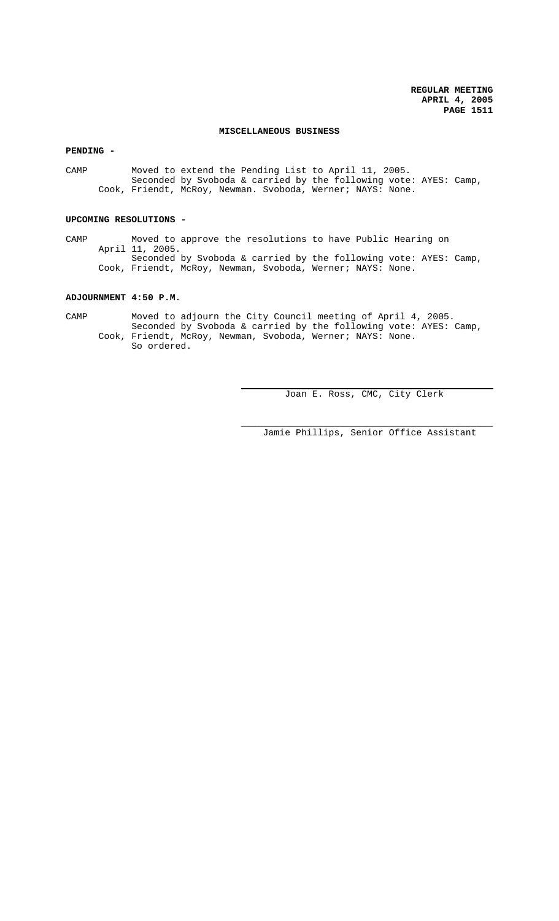## MISCELLANEOUS BUSINESS

**PENDING -**

CAMP Moved to extend the Pending List to April 11, 2005.
Seconded by Svoboda & carried by the following vote: AYES: Camp, Cook, Friendt, McRoy, Newman. Svoboda, Werner; NAYS: None.

**UPCOMING RESOLUTIONS -**

CAMP Moved to approve the resolutions to have Public Hearing on April 11, 2005.
Seconded by Svoboda & carried by the following vote: AYES: Camp, Cook, Friendt, McRoy, Newman, Svoboda, Werner; NAYS: None.

**ADJOURNMENT 4:50 P.M.**

CAMP Moved to adjourn the City Council meeting of April 4, 2005.
Seconded by Svoboda & carried by the following vote: AYES: Camp, Cook, Friendt, McRoy, Newman, Svoboda, Werner; NAYS: None.
So ordered.

Joan E. Ross, CMC, City Clerk

Jamie Phillips, Senior Office Assistant